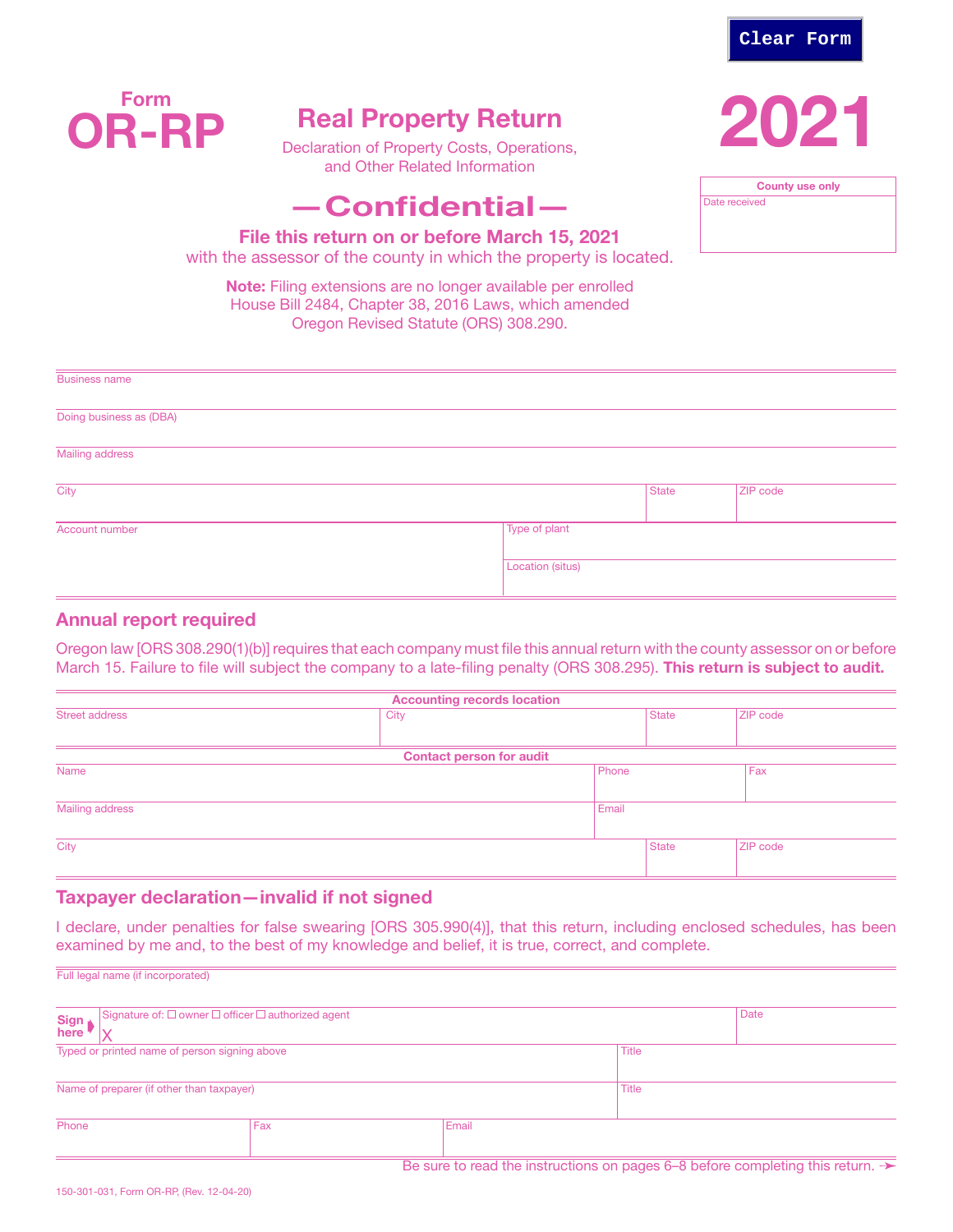Clear Form

Form
# OR-RP

## Real Property Return

Declaration of Property Costs, Operations, and Other Related Information

# —Confidential—

**File this return on or before March 15, 2021**
with the assessor of the county in which the property is located.

**Note:** Filing extensions are no longer available per enrolled House Bill 2484, Chapter 38, 2016 Laws, which amended Oregon Revised Statute (ORS) 308.290.

# 2021

| County use only |
|---|
| Date received |

| Business name | | |
|---|---|---|
| Doing business as (DBA) | | |
| Mailing address | | |
| City | State | ZIP code |

| Account number | Type of plant |
|---|---|
| | Location (situs) |

## Annual report required

Oregon law [ORS 308.290(1)(b)] requires that each company must file this annual return with the county assessor on or before March 15. Failure to file will subject the company to a late-filing penalty (ORS 308.295). **This return is subject to audit.**

**Accounting records location**

| Street address | City | State | ZIP code |
|---|---|---|---|
| | | | |

**Contact person for audit**

| Name | Phone | Fax |
|---|---|---|
| Mailing address | Email | |

| City | State | ZIP code |
|---|---|---|
| | | |

## Taxpayer declaration—invalid if not signed

I declare, under penalties for false swearing [ORS 305.990(4)], that this return, including enclosed schedules, has been examined by me and, to the best of my knowledge and belief, it is true, correct, and complete.

| Full legal name (if incorporated) | |
|---|---|
| **Sign here** Signature of: ☐ owner ☐ officer ☐ authorized agent<br>X | Date |
| Typed or printed name of person signing above | Title |
| Name of preparer (if other than taxpayer) | Title |

| Phone | Fax | Email |
|---|---|---|
| | | |

Be sure to read the instructions on pages 6–8 before completing this return. →

150-301-031, Form OR-RP, (Rev. 12-04-20)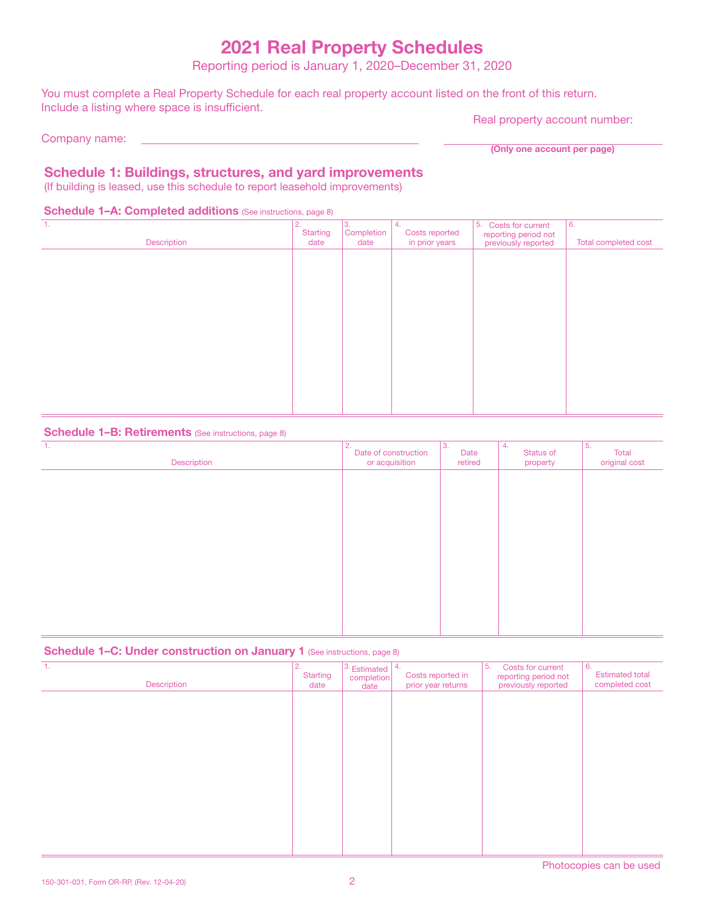# 2021 Real Property Schedules

Reporting period is January 1, 2020–December 31, 2020

You must complete a Real Property Schedule for each real property account listed on the front of this return. Include a listing where space is insufficient.

Company name: ______________________________

Real property account number: ______________________________

**(Only one account per page)**

## Schedule 1: Buildings, structures, and yard improvements

(If building is leased, use this schedule to report leasehold improvements)

### Schedule 1–A: Completed additions (See instructions, page 8)

| 1. Description | 2. Starting date | 3. Completion date | 4. Costs reported in prior years | 5. Costs for current reporting period not previously reported | 6. Total completed cost |
|---|---|---|---|---|---|
| | | | | | |

### Schedule 1–B: Retirements (See instructions, page 8)

| 1. Description | 2. Date of construction or acquisition | 3. Date retired | 4. Status of property | 5. Total original cost |
|---|---|---|---|---|
| | | | | |

### Schedule 1–C: Under construction on January 1 (See instructions, page 8)

| 1. Description | 2. Starting date | 3. Estimated completion date | 4. Costs reported in prior year returns | 5. Costs for current reporting period not previously reported | 6. Estimated total completed cost |
|---|---|---|---|---|---|
| | | | | | |

Photocopies can be used

150-301-031, Form OR-RP, (Rev. 12-04-20)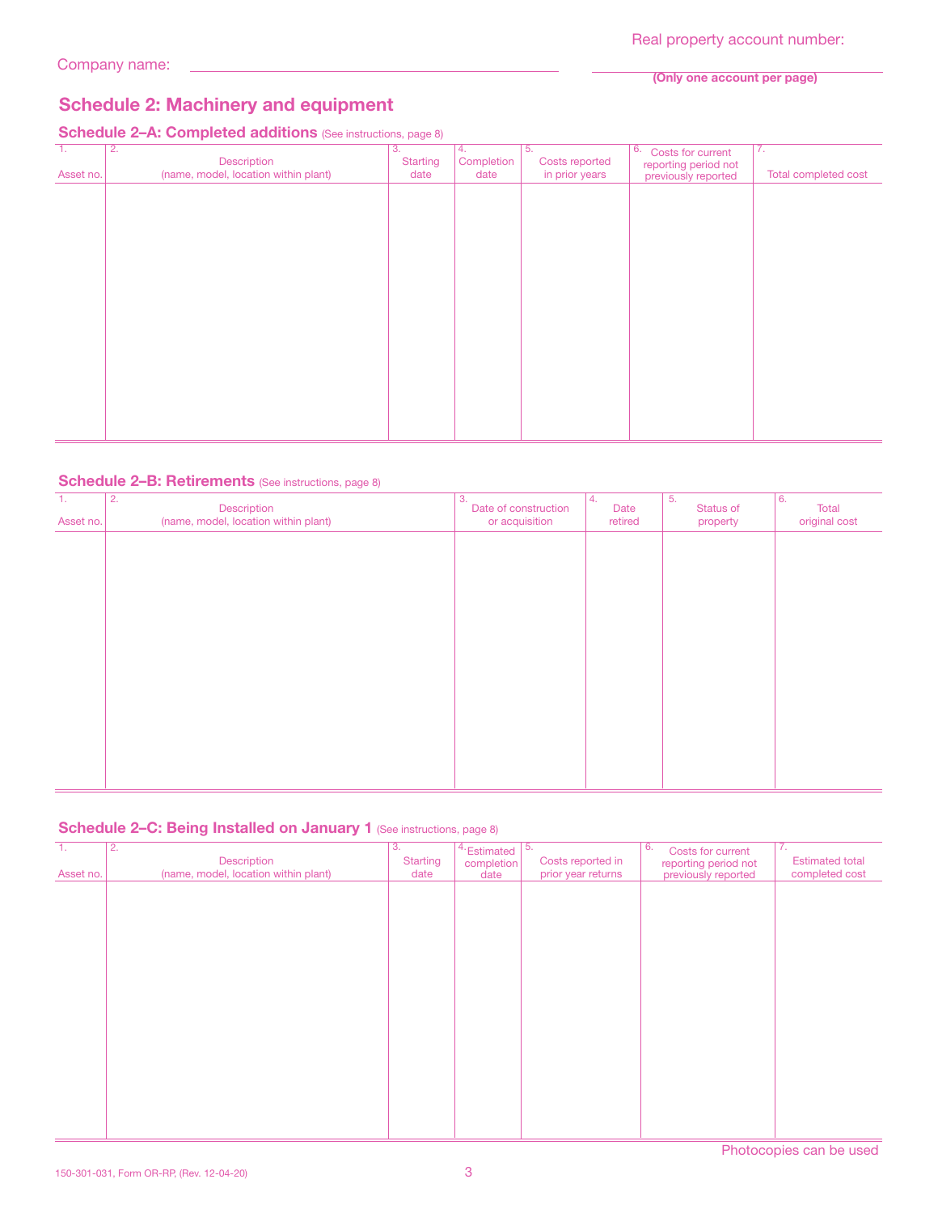Company name: \_\_\_\_\_\_\_\_\_\_\_\_\_\_\_\_\_\_\_\_\_\_\_\_\_\_\_\_\_\_

Real property account number: \_\_\_\_\_\_\_\_\_\_\_\_\_\_\_\_\_\_\_\_
**(Only one account per page)**

# Schedule 2: Machinery and equipment

## Schedule 2–A: Completed additions (See instructions, page 8)

| 1. Asset no. | 2. Description (name, model, location within plant) | 3. Starting date | 4. Completion date | 5. Costs reported in prior years | 6. Costs for current reporting period not previously reported | 7. Total completed cost |
|---|---|---|---|---|---|---|
| | | | | | | |

## Schedule 2–B: Retirements (See instructions, page 8)

| 1. Asset no. | 2. Description (name, model, location within plant) | 3. Date of construction or acquisition | 4. Date retired | 5. Status of property | 6. Total original cost |
|---|---|---|---|---|---|
| | | | | | |

## Schedule 2–C: Being Installed on January 1 (See instructions, page 8)

| 1. Asset no. | 2. Description (name, model, location within plant) | 3. Starting date | 4. Estimated completion date | 5. Costs reported in prior year returns | 6. Costs for current reporting period not previously reported | 7. Estimated total completed cost |
|---|---|---|---|---|---|---|
| | | | | | | |

Photocopies can be used

150-301-031, Form OR-RP, (Rev. 12-04-20)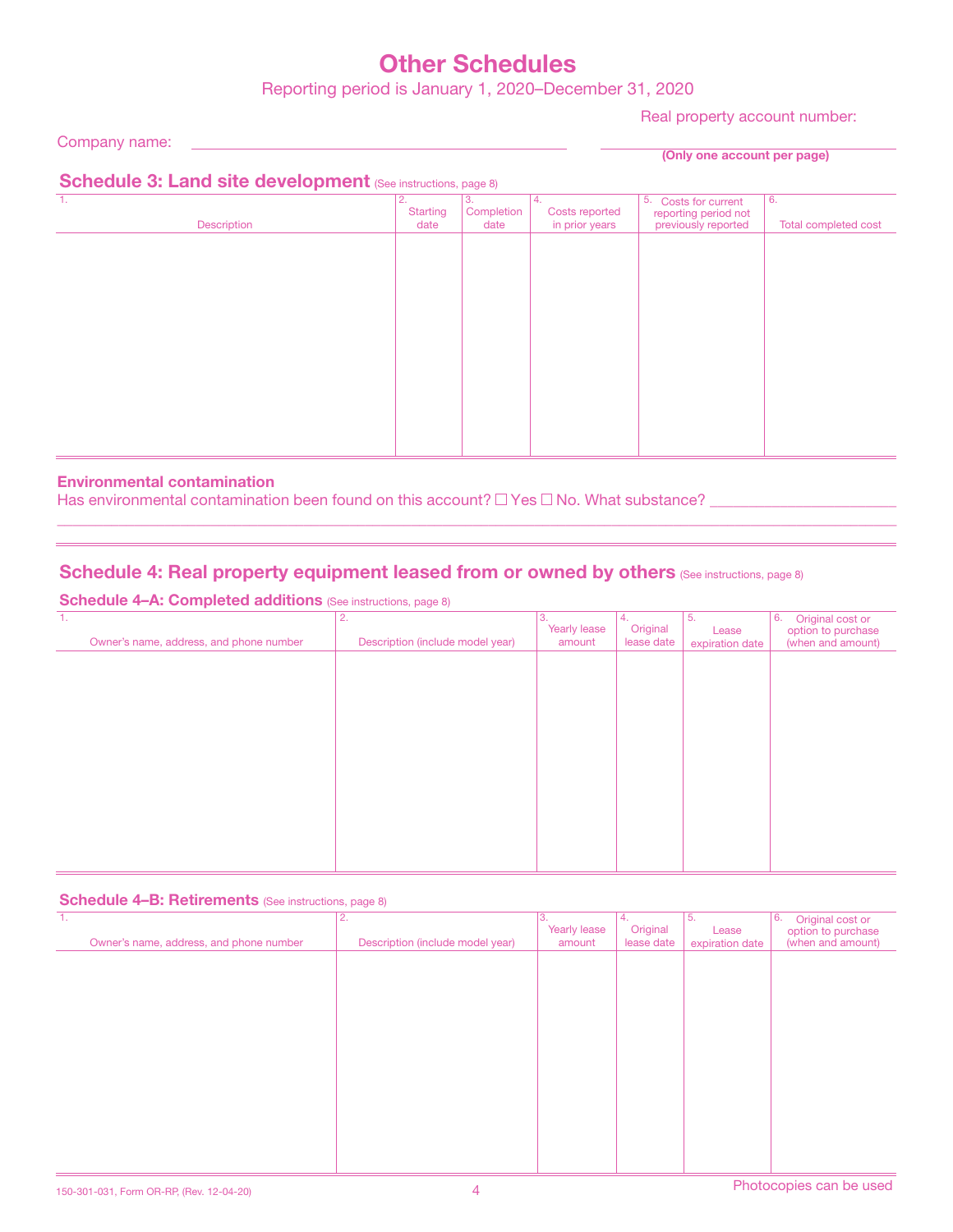# Other Schedules

Reporting period is January 1, 2020–December 31, 2020

Company name: ______________________________

Real property account number: ______________________________

**(Only one account per page)**

## Schedule 3: Land site development (See instructions, page 8)

| 1. Description | 2. Starting date | 3. Completion date | 4. Costs reported in prior years | 5. Costs for current reporting period not previously reported | 6. Total completed cost |
|---|---|---|---|---|---|
| | | | | | |

### Environmental contamination

Has environmental contamination been found on this account? ☐ Yes ☐ No. What substance? ______________________

## Schedule 4: Real property equipment leased from or owned by others (See instructions, page 8)

### Schedule 4–A: Completed additions (See instructions, page 8)

| 1. Owner's name, address, and phone number | 2. Description (include model year) | 3. Yearly lease amount | 4. Original lease date | 5. Lease expiration date | 6. Original cost or option to purchase (when and amount) |
|---|---|---|---|---|---|
| | | | | | |

### Schedule 4–B: Retirements (See instructions, page 8)

| 1. Owner's name, address, and phone number | 2. Description (include model year) | 3. Yearly lease amount | 4. Original lease date | 5. Lease expiration date | 6. Original cost or option to purchase (when and amount) |
|---|---|---|---|---|---|
| | | | | | |

150-301-031, Form OR-RP, (Rev. 12-04-20)

Photocopies can be used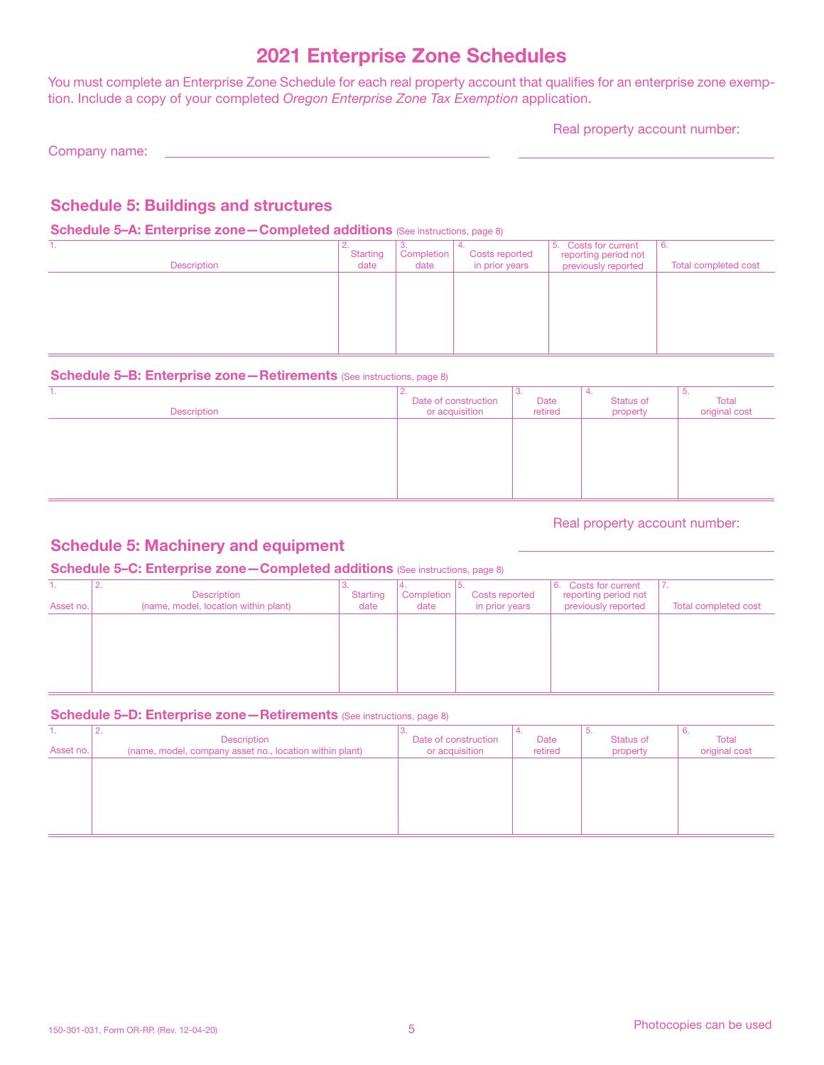# 2021 Enterprise Zone Schedules

You must complete an Enterprise Zone Schedule for each real property account that qualifies for an enterprise zone exemption. Include a copy of your completed *Oregon Enterprise Zone Tax Exemption* application.

Company name: ____________________ Real property account number: ____________________

## Schedule 5: Buildings and structures

### Schedule 5–A: Enterprise zone—Completed additions (See instructions, page 8)

| 1. Description | 2. Starting date | 3. Completion date | 4. Costs reported in prior years | 5. Costs for current reporting period not previously reported | 6. Total completed cost |
|---|---|---|---|---|---|
| | | | | | |

### Schedule 5–B: Enterprise zone—Retirements (See instructions, page 8)

| 1. Description | 2. Date of construction or acquisition | 3. Date retired | 4. Status of property | 5. Total original cost |
|---|---|---|---|---|
| | | | | |

## Schedule 5: Machinery and equipment

Real property account number: ____________________

### Schedule 5–C: Enterprise zone—Completed additions (See instructions, page 8)

| 1. Asset no. | 2. Description (name, model, location within plant) | 3. Starting date | 4. Completion date | 5. Costs reported in prior years | 6. Costs for current reporting period not previously reported | 7. Total completed cost |
|---|---|---|---|---|---|---|
| | | | | | | |

### Schedule 5–D: Enterprise zone—Retirements (See instructions, page 8)

| 1. Asset no. | 2. Description (name, model, company asset no., location within plant) | 3. Date of construction or acquisition | 4. Date retired | 5. Status of property | 6. Total original cost |
|---|---|---|---|---|---|
| | | | | | |

150-301-031, Form OR-RP, (Rev. 12-04-20)

Photocopies can be used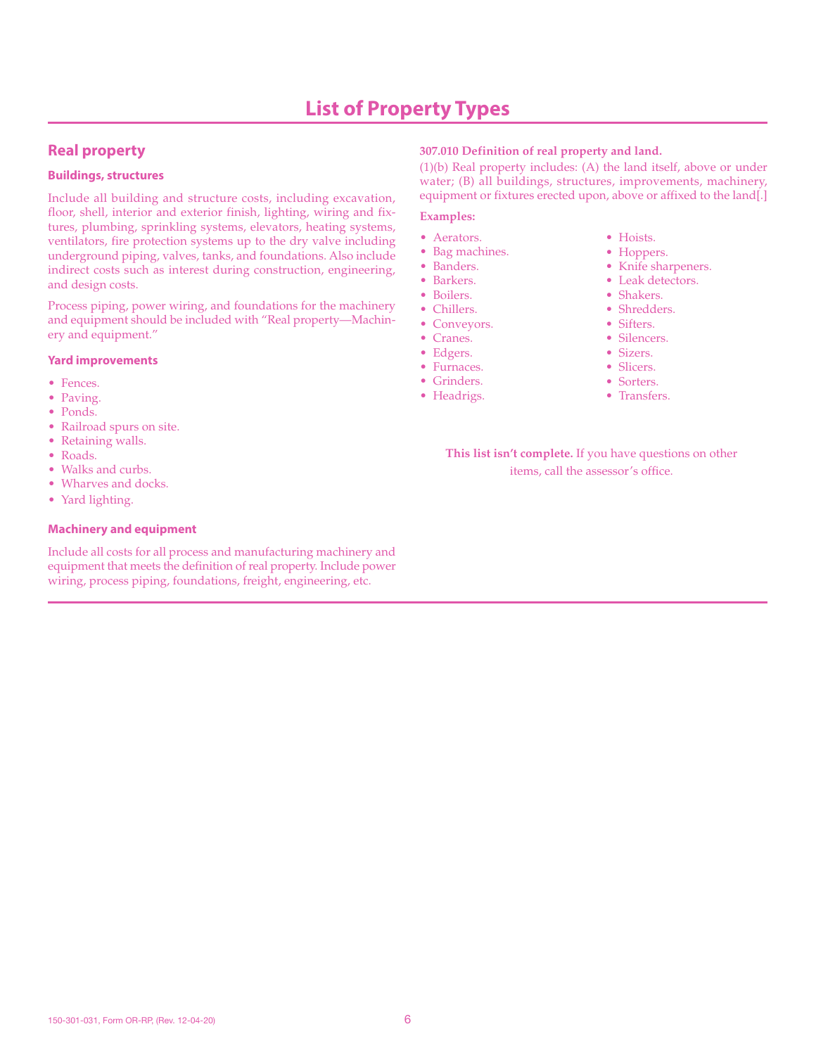# List of Property Types

## Real property

### Buildings, structures

Include all building and structure costs, including excavation, floor, shell, interior and exterior finish, lighting, wiring and fixtures, plumbing, sprinkling systems, elevators, heating systems, ventilators, fire protection systems up to the dry valve including underground piping, valves, tanks, and foundations. Also include indirect costs such as interest during construction, engineering, and design costs.

Process piping, power wiring, and foundations for the machinery and equipment should be included with "Real property—Machinery and equipment."

### Yard improvements

- Fences.
- Paving.
- Ponds.
- Railroad spurs on site.
- Retaining walls.
- Roads.
- Walks and curbs.
- Wharves and docks.
- Yard lighting.

### Machinery and equipment

Include all costs for all process and manufacturing machinery and equipment that meets the definition of real property. Include power wiring, process piping, foundations, freight, engineering, etc.

**307.010 Definition of real property and land.**

(1)(b) Real property includes: (A) the land itself, above or under water; (B) all buildings, structures, improvements, machinery, equipment or fixtures erected upon, above or affixed to the land[.]

**Examples:**

- Aerators.
- Bag machines.
- Banders.
- Barkers.
- Boilers.
- Chillers.
- Conveyors.
- Cranes.
- Edgers.
- Furnaces.
- Grinders.
- Headrigs.
- Hoists.
- Hoppers.
- Knife sharpeners.
- Leak detectors.
- Shakers.
- Shredders.
- Sifters.
- Silencers.
- Sizers.
- Slicers.
- Sorters.
- Transfers.

**This list isn't complete.** If you have questions on other items, call the assessor's office.

150-301-031, Form OR-RP, (Rev. 12-04-20)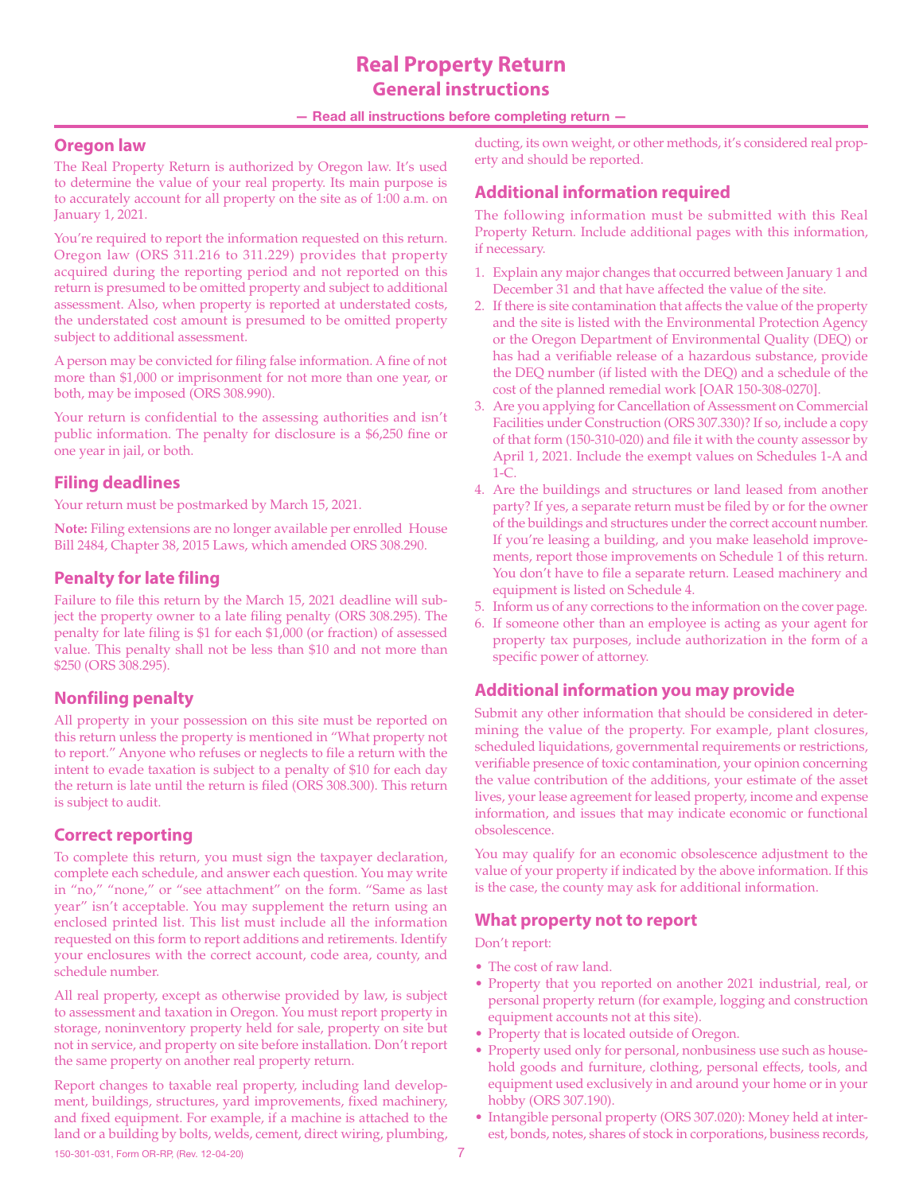# Real Property Return

## General instructions

**— Read all instructions before completing return —**

### Oregon law

The Real Property Return is authorized by Oregon law. It's used to determine the value of your real property. Its main purpose is to accurately account for all property on the site as of 1:00 a.m. on January 1, 2021.

You're required to report the information requested on this return. Oregon law (ORS 311.216 to 311.229) provides that property acquired during the reporting period and not reported on this return is presumed to be omitted property and subject to additional assessment. Also, when property is reported at understated costs, the understated cost amount is presumed to be omitted property subject to additional assessment.

A person may be convicted for filing false information. A fine of not more than $1,000 or imprisonment for not more than one year, or both, may be imposed (ORS 308.990).

Your return is confidential to the assessing authorities and isn't public information. The penalty for disclosure is a $6,250 fine or one year in jail, or both.

### Filing deadlines

Your return must be postmarked by March 15, 2021.

**Note:** Filing extensions are no longer available per enrolled House Bill 2484, Chapter 38, 2015 Laws, which amended ORS 308.290.

### Penalty for late filing

Failure to file this return by the March 15, 2021 deadline will subject the property owner to a late filing penalty (ORS 308.295). The penalty for late filing is $1 for each $1,000 (or fraction) of assessed value. This penalty shall not be less than $10 and not more than $250 (ORS 308.295).

### Nonfiling penalty

All property in your possession on this site must be reported on this return unless the property is mentioned in "What property not to report." Anyone who refuses or neglects to file a return with the intent to evade taxation is subject to a penalty of $10 for each day the return is late until the return is filed (ORS 308.300). This return is subject to audit.

### Correct reporting

To complete this return, you must sign the taxpayer declaration, complete each schedule, and answer each question. You may write in "no," "none," or "see attachment" on the form. "Same as last year" isn't acceptable. You may supplement the return using an enclosed printed list. This list must include all the information requested on this form to report additions and retirements. Identify your enclosures with the correct account, code area, county, and schedule number.

All real property, except as otherwise provided by law, is subject to assessment and taxation in Oregon. You must report property in storage, noninventory property held for sale, property on site but not in service, and property on site before installation. Don't report the same property on another real property return.

Report changes to taxable real property, including land development, buildings, structures, yard improvements, fixed machinery, and fixed equipment. For example, if a machine is attached to the land or a building by bolts, welds, cement, direct wiring, plumbing, ducting, its own weight, or other methods, it's considered real property and should be reported.

### Additional information required

The following information must be submitted with this Real Property Return. Include additional pages with this information, if necessary.

1. Explain any major changes that occurred between January 1 and December 31 and that have affected the value of the site.
2. If there is site contamination that affects the value of the property and the site is listed with the Environmental Protection Agency or the Oregon Department of Environmental Quality (DEQ) or has had a verifiable release of a hazardous substance, provide the DEQ number (if listed with the DEQ) and a schedule of the cost of the planned remedial work [OAR 150-308-0270].
3. Are you applying for Cancellation of Assessment on Commercial Facilities under Construction (ORS 307.330)? If so, include a copy of that form (150-310-020) and file it with the county assessor by April 1, 2021. Include the exempt values on Schedules 1-A and 1-C.
4. Are the buildings and structures or land leased from another party? If yes, a separate return must be filed by or for the owner of the buildings and structures under the correct account number. If you're leasing a building, and you make leasehold improvements, report those improvements on Schedule 1 of this return. You don't have to file a separate return. Leased machinery and equipment is listed on Schedule 4.
5. Inform us of any corrections to the information on the cover page.
6. If someone other than an employee is acting as your agent for property tax purposes, include authorization in the form of a specific power of attorney.

### Additional information you may provide

Submit any other information that should be considered in determining the value of the property. For example, plant closures, scheduled liquidations, governmental requirements or restrictions, verifiable presence of toxic contamination, your opinion concerning the value contribution of the additions, your estimate of the asset lives, your lease agreement for leased property, income and expense information, and issues that may indicate economic or functional obsolescence.

You may qualify for an economic obsolescence adjustment to the value of your property if indicated by the above information. If this is the case, the county may ask for additional information.

### What property not to report

Don't report:

- The cost of raw land.
- Property that you reported on another 2021 industrial, real, or personal property return (for example, logging and construction equipment accounts not at this site).
- Property that is located outside of Oregon.
- Property used only for personal, nonbusiness use such as household goods and furniture, clothing, personal effects, tools, and equipment used exclusively in and around your home or in your hobby (ORS 307.190).
- Intangible personal property (ORS 307.020): Money held at interest, bonds, notes, shares of stock in corporations, business records,

150-301-031, Form OR-RP, (Rev. 12-04-20)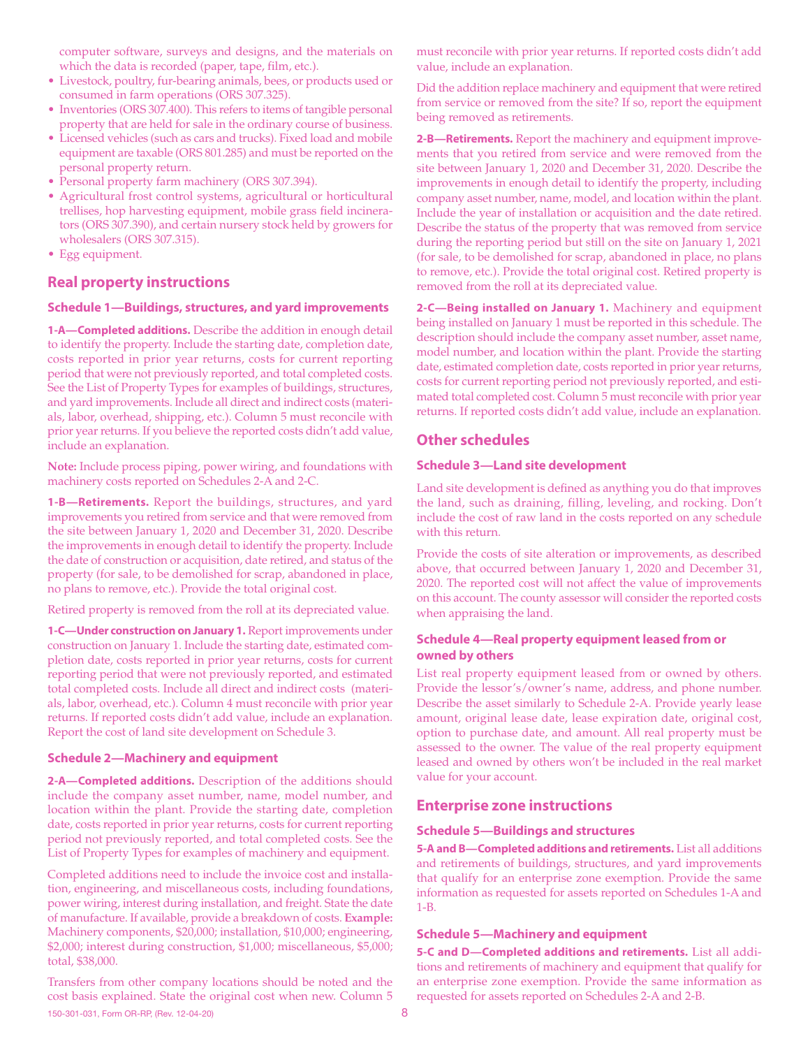computer software, surveys and designs, and the materials on which the data is recorded (paper, tape, film, etc.).

- Livestock, poultry, fur-bearing animals, bees, or products used or consumed in farm operations (ORS 307.325).
- Inventories (ORS 307.400). This refers to items of tangible personal property that are held for sale in the ordinary course of business.
- Licensed vehicles (such as cars and trucks). Fixed load and mobile equipment are taxable (ORS 801.285) and must be reported on the personal property return.
- Personal property farm machinery (ORS 307.394).
- Agricultural frost control systems, agricultural or horticultural trellises, hop harvesting equipment, mobile grass field incinerators (ORS 307.390), and certain nursery stock held by growers for wholesalers (ORS 307.315).
- Egg equipment.

## Real property instructions

### Schedule 1—Buildings, structures, and yard improvements

**1-A—Completed additions.** Describe the addition in enough detail to identify the property. Include the starting date, completion date, costs reported in prior year returns, costs for current reporting period that were not previously reported, and total completed costs. See the List of Property Types for examples of buildings, structures, and yard improvements. Include all direct and indirect costs (materials, labor, overhead, shipping, etc.). Column 5 must reconcile with prior year returns. If you believe the reported costs didn't add value, include an explanation.

**Note:** Include process piping, power wiring, and foundations with machinery costs reported on Schedules 2-A and 2-C.

**1-B—Retirements.** Report the buildings, structures, and yard improvements you retired from service and that were removed from the site between January 1, 2020 and December 31, 2020. Describe the improvements in enough detail to identify the property. Include the date of construction or acquisition, date retired, and status of the property (for sale, to be demolished for scrap, abandoned in place, no plans to remove, etc.). Provide the total original cost.

Retired property is removed from the roll at its depreciated value.

**1-C—Under construction on January 1.** Report improvements under construction on January 1. Include the starting date, estimated completion date, costs reported in prior year returns, costs for current reporting period that were not previously reported, and estimated total completed costs. Include all direct and indirect costs (materials, labor, overhead, etc.). Column 4 must reconcile with prior year returns. If reported costs didn't add value, include an explanation. Report the cost of land site development on Schedule 3.

### Schedule 2—Machinery and equipment

**2-A—Completed additions.** Description of the additions should include the company asset number, name, model number, and location within the plant. Provide the starting date, completion date, costs reported in prior year returns, costs for current reporting period not previously reported, and total completed costs. See the List of Property Types for examples of machinery and equipment.

Completed additions need to include the invoice cost and installation, engineering, and miscellaneous costs, including foundations, power wiring, interest during installation, and freight. State the date of manufacture. If available, provide a breakdown of costs. **Example:** Machinery components, $20,000; installation, $10,000; engineering, $2,000; interest during construction, $1,000; miscellaneous, $5,000; total, $38,000.

Transfers from other company locations should be noted and the cost basis explained. State the original cost when new. Column 5 must reconcile with prior year returns. If reported costs didn't add value, include an explanation.

Did the addition replace machinery and equipment that were retired from service or removed from the site? If so, report the equipment being removed as retirements.

**2-B—Retirements.** Report the machinery and equipment improvements that you retired from service and were removed from the site between January 1, 2020 and December 31, 2020. Describe the improvements in enough detail to identify the property, including company asset number, name, model, and location within the plant. Include the year of installation or acquisition and the date retired. Describe the status of the property that was removed from service during the reporting period but still on the site on January 1, 2021 (for sale, to be demolished for scrap, abandoned in place, no plans to remove, etc.). Provide the total original cost. Retired property is removed from the roll at its depreciated value.

**2-C—Being installed on January 1.** Machinery and equipment being installed on January 1 must be reported in this schedule. The description should include the company asset number, asset name, model number, and location within the plant. Provide the starting date, estimated completion date, costs reported in prior year returns, costs for current reporting period not previously reported, and estimated total completed cost. Column 5 must reconcile with prior year returns. If reported costs didn't add value, include an explanation.

## Other schedules

### Schedule 3—Land site development

Land site development is defined as anything you do that improves the land, such as draining, filling, leveling, and rocking. Don't include the cost of raw land in the costs reported on any schedule with this return.

Provide the costs of site alteration or improvements, as described above, that occurred between January 1, 2020 and December 31, 2020. The reported cost will not affect the value of improvements on this account. The county assessor will consider the reported costs when appraising the land.

### Schedule 4—Real property equipment leased from or owned by others

List real property equipment leased from or owned by others. Provide the lessor's/owner's name, address, and phone number. Describe the asset similarly to Schedule 2-A. Provide yearly lease amount, original lease date, lease expiration date, original cost, option to purchase date, and amount. All real property must be assessed to the owner. The value of the real property equipment leased and owned by others won't be included in the real market value for your account.

## Enterprise zone instructions

### Schedule 5—Buildings and structures

**5-A and B—Completed additions and retirements.** List all additions and retirements of buildings, structures, and yard improvements that qualify for an enterprise zone exemption. Provide the same information as requested for assets reported on Schedules 1-A and 1-B.

### Schedule 5—Machinery and equipment

**5-C and D—Completed additions and retirements.** List all additions and retirements of machinery and equipment that qualify for an enterprise zone exemption. Provide the same information as requested for assets reported on Schedules 2-A and 2-B.